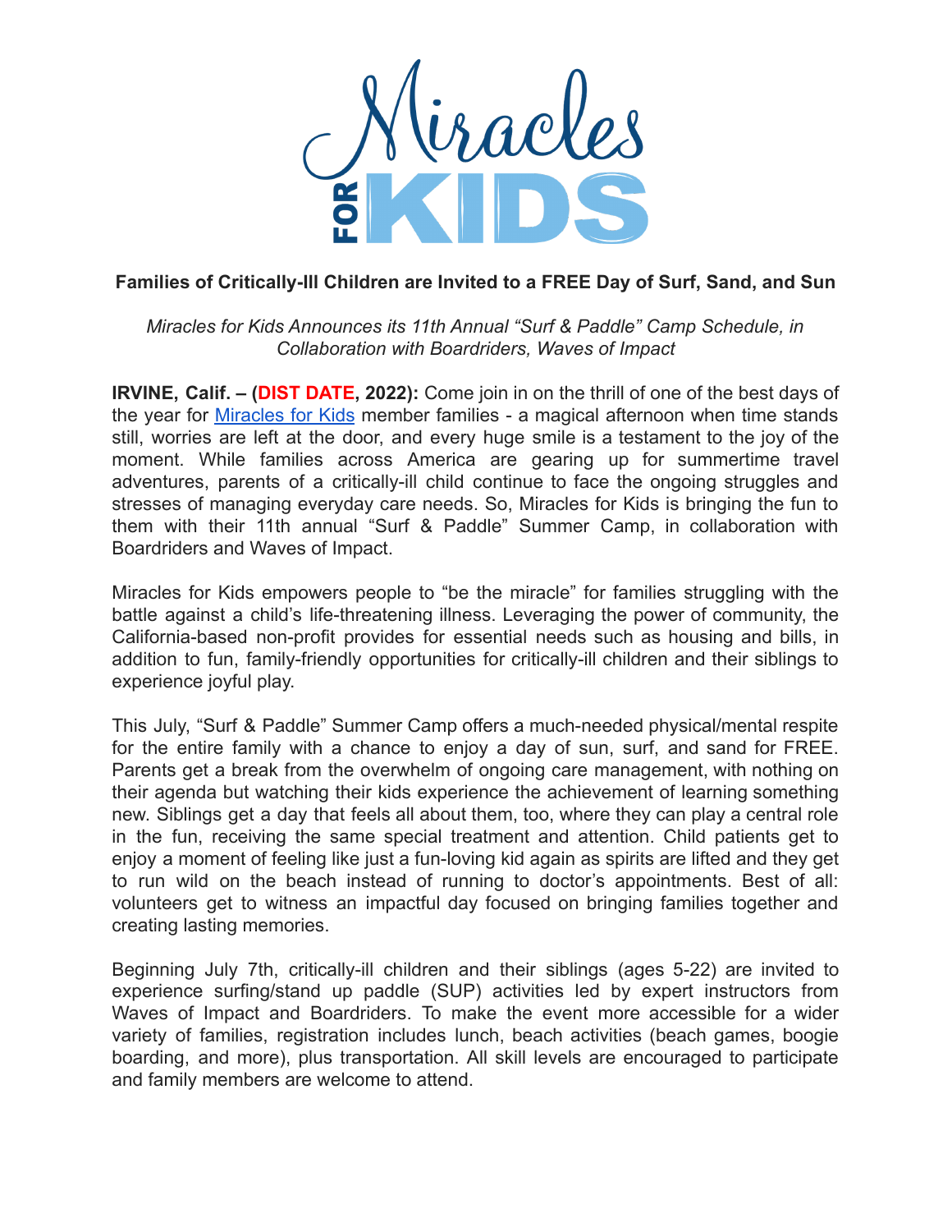Miracles FOR KIDS

**Families of Critically-Ill Children are Invited to a FREE Day of Surf, Sand, and Sun**

*Miracles for Kids Announces its 11th Annual "Surf & Paddle" Camp Schedule, in Collaboration with Boardriders, Waves of Impact*

**IRVINE, Calif. – (DIST DATE, 2022):** Come join in on the thrill of one of the best days of the year for [Miracles for Kids](#) member families - a magical afternoon when time stands still, worries are left at the door, and every huge smile is a testament to the joy of the moment. While families across America are gearing up for summertime travel adventures, parents of a critically-ill child continue to face the ongoing struggles and stresses of managing everyday care needs. So, Miracles for Kids is bringing the fun to them with their 11th annual "Surf & Paddle" Summer Camp, in collaboration with Boardriders and Waves of Impact.

Miracles for Kids empowers people to "be the miracle" for families struggling with the battle against a child's life-threatening illness. Leveraging the power of community, the California-based non-profit provides for essential needs such as housing and bills, in addition to fun, family-friendly opportunities for critically-ill children and their siblings to experience joyful play.

This July, "Surf & Paddle" Summer Camp offers a much-needed physical/mental respite for the entire family with a chance to enjoy a day of sun, surf, and sand for FREE. Parents get a break from the overwhelm of ongoing care management, with nothing on their agenda but watching their kids experience the achievement of learning something new. Siblings get a day that feels all about them, too, where they can play a central role in the fun, receiving the same special treatment and attention. Child patients get to enjoy a moment of feeling like just a fun-loving kid again as spirits are lifted and they get to run wild on the beach instead of running to doctor's appointments. Best of all: volunteers get to witness an impactful day focused on bringing families together and creating lasting memories.

Beginning July 7th, critically-ill children and their siblings (ages 5-22) are invited to experience surfing/stand up paddle (SUP) activities led by expert instructors from Waves of Impact and Boardriders. To make the event more accessible for a wider variety of families, registration includes lunch, beach activities (beach games, boogie boarding, and more), plus transportation. All skill levels are encouraged to participate and family members are welcome to attend.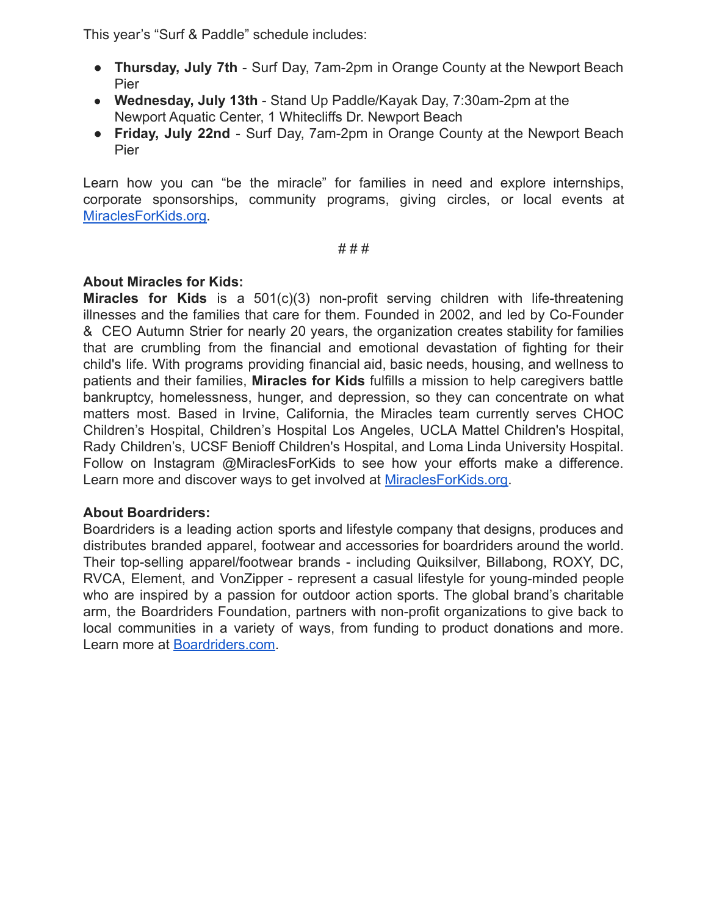This year's "Surf & Paddle" schedule includes:

- **Thursday, July 7th** - Surf Day, 7am-2pm in Orange County at the Newport Beach Pier
- **Wednesday, July 13th** - Stand Up Paddle/Kayak Day, 7:30am-2pm at the Newport Aquatic Center, 1 Whitecliffs Dr. Newport Beach
- **Friday, July 22nd** - Surf Day, 7am-2pm in Orange County at the Newport Beach Pier

Learn how you can "be the miracle" for families in need and explore internships, corporate sponsorships, community programs, giving circles, or local events at [MiraclesForKids.org](MiraclesForKids.org).

# # #

**About Miracles for Kids:**
**Miracles for Kids** is a 501(c)(3) non-profit serving children with life-threatening illnesses and the families that care for them. Founded in 2002, and led by Co-Founder & CEO Autumn Strier for nearly 20 years, the organization creates stability for families that are crumbling from the financial and emotional devastation of fighting for their child's life. With programs providing financial aid, basic needs, housing, and wellness to patients and their families, **Miracles for Kids** fulfills a mission to help caregivers battle bankruptcy, homelessness, hunger, and depression, so they can concentrate on what matters most. Based in Irvine, California, the Miracles team currently serves CHOC Children's Hospital, Children's Hospital Los Angeles, UCLA Mattel Children's Hospital, Rady Children's, UCSF Benioff Children's Hospital, and Loma Linda University Hospital. Follow on Instagram @MiraclesForKids to see how your efforts make a difference. Learn more and discover ways to get involved at [MiraclesForKids.org](MiraclesForKids.org).

**About Boardriders:**
Boardriders is a leading action sports and lifestyle company that designs, produces and distributes branded apparel, footwear and accessories for boardriders around the world. Their top-selling apparel/footwear brands - including Quiksilver, Billabong, ROXY, DC, RVCA, Element, and VonZipper - represent a casual lifestyle for young-minded people who are inspired by a passion for outdoor action sports. The global brand's charitable arm, the Boardriders Foundation, partners with non-profit organizations to give back to local communities in a variety of ways, from funding to product donations and more. Learn more at [Boardriders.com](Boardriders.com).